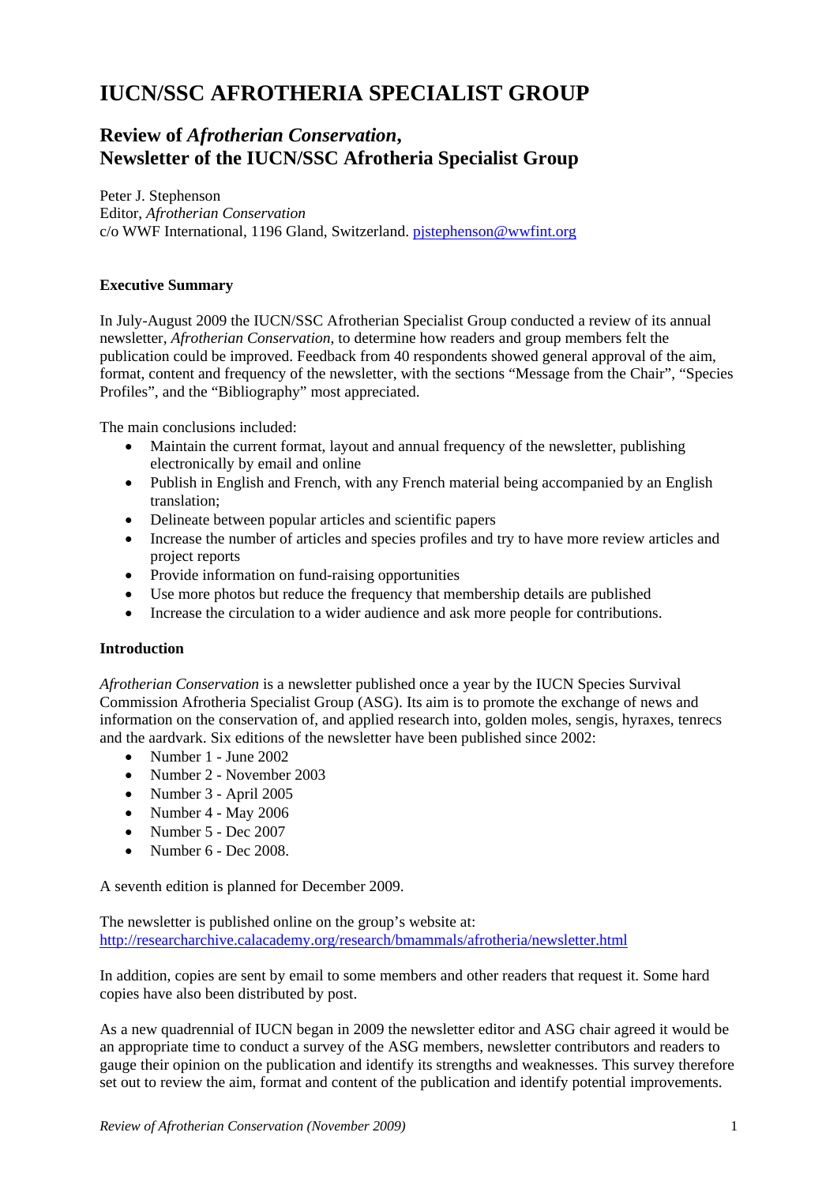# IUCN/SSC AFROTHERIA SPECIALIST GROUP

## Review of *Afrotherian Conservation*, Newsletter of the IUCN/SSC Afrotheria Specialist Group

Peter J. Stephenson
Editor, *Afrotherian Conservation*
c/o WWF International, 1196 Gland, Switzerland. pjstephenson@wwfint.org

**Executive Summary**

In July-August 2009 the IUCN/SSC Afrotherian Specialist Group conducted a review of its annual newsletter, *Afrotherian Conservation*, to determine how readers and group members felt the publication could be improved. Feedback from 40 respondents showed general approval of the aim, format, content and frequency of the newsletter, with the sections "Message from the Chair", "Species Profiles", and the "Bibliography" most appreciated.

The main conclusions included:

- Maintain the current format, layout and annual frequency of the newsletter, publishing electronically by email and online
- Publish in English and French, with any French material being accompanied by an English translation;
- Delineate between popular articles and scientific papers
- Increase the number of articles and species profiles and try to have more review articles and project reports
- Provide information on fund-raising opportunities
- Use more photos but reduce the frequency that membership details are published
- Increase the circulation to a wider audience and ask more people for contributions.

**Introduction**

*Afrotherian Conservation* is a newsletter published once a year by the IUCN Species Survival Commission Afrotheria Specialist Group (ASG). Its aim is to promote the exchange of news and information on the conservation of, and applied research into, golden moles, sengis, hyraxes, tenrecs and the aardvark. Six editions of the newsletter have been published since 2002:

- Number 1 - June 2002
- Number 2 - November 2003
- Number 3 - April 2005
- Number 4 - May 2006
- Number 5 - Dec 2007
- Number 6 - Dec 2008.

A seventh edition is planned for December 2009.

The newsletter is published online on the group's website at:
http://researcharchive.calacademy.org/research/bmammals/afrotheria/newsletter.html

In addition, copies are sent by email to some members and other readers that request it. Some hard copies have also been distributed by post.

As a new quadrennial of IUCN began in 2009 the newsletter editor and ASG chair agreed it would be an appropriate time to conduct a survey of the ASG members, newsletter contributors and readers to gauge their opinion on the publication and identify its strengths and weaknesses. This survey therefore set out to review the aim, format and content of the publication and identify potential improvements.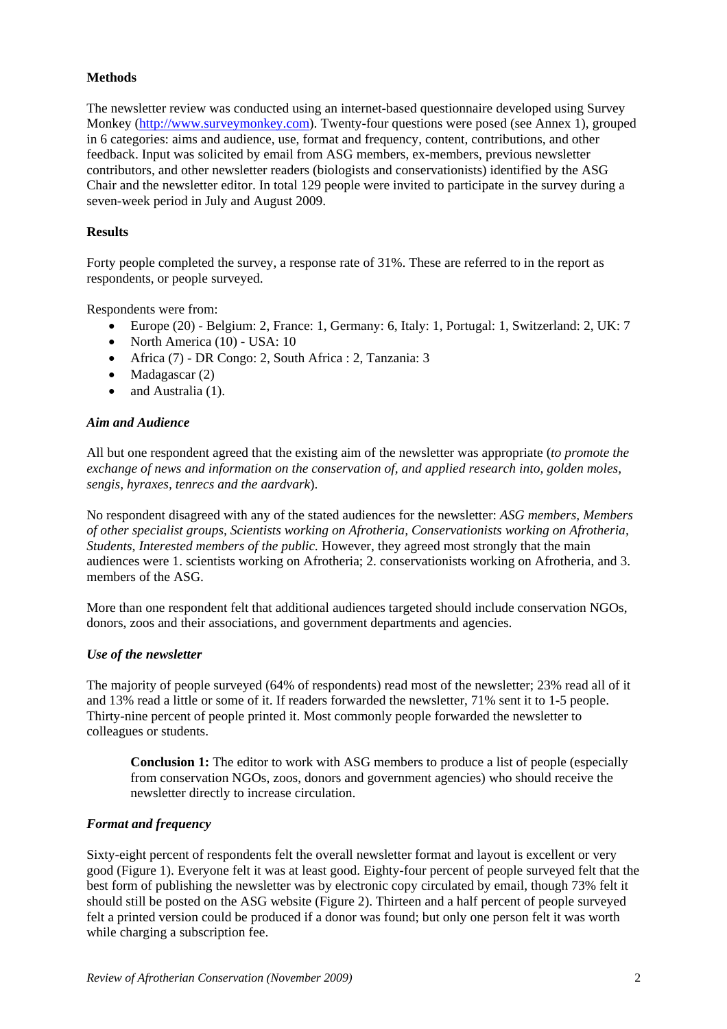**Methods**

The newsletter review was conducted using an internet-based questionnaire developed using Survey Monkey (http://www.surveymonkey.com). Twenty-four questions were posed (see Annex 1), grouped in 6 categories: aims and audience, use, format and frequency, content, contributions, and other feedback. Input was solicited by email from ASG members, ex-members, previous newsletter contributors, and other newsletter readers (biologists and conservationists) identified by the ASG Chair and the newsletter editor. In total 129 people were invited to participate in the survey during a seven-week period in July and August 2009.

**Results**

Forty people completed the survey, a response rate of 31%. These are referred to in the report as respondents, or people surveyed.

Respondents were from:

- Europe (20) - Belgium: 2, France: 1, Germany: 6, Italy: 1, Portugal: 1, Switzerland: 2, UK: 7
- North America (10) - USA: 10
- Africa (7) - DR Congo: 2, South Africa : 2, Tanzania: 3
- Madagascar (2)
- and Australia (1).

***Aim and Audience***

All but one respondent agreed that the existing aim of the newsletter was appropriate (*to promote the exchange of news and information on the conservation of, and applied research into, golden moles, sengis, hyraxes, tenrecs and the aardvark*).

No respondent disagreed with any of the stated audiences for the newsletter: *ASG members, Members of other specialist groups, Scientists working on Afrotheria, Conservationists working on Afrotheria, Students, Interested members of the public.* However, they agreed most strongly that the main audiences were 1. scientists working on Afrotheria; 2. conservationists working on Afrotheria, and 3. members of the ASG.

More than one respondent felt that additional audiences targeted should include conservation NGOs, donors, zoos and their associations, and government departments and agencies.

***Use of the newsletter***

The majority of people surveyed (64% of respondents) read most of the newsletter; 23% read all of it and 13% read a little or some of it. If readers forwarded the newsletter, 71% sent it to 1-5 people. Thirty-nine percent of people printed it. Most commonly people forwarded the newsletter to colleagues or students.

> **Conclusion 1:** The editor to work with ASG members to produce a list of people (especially from conservation NGOs, zoos, donors and government agencies) who should receive the newsletter directly to increase circulation.

***Format and frequency***

Sixty-eight percent of respondents felt the overall newsletter format and layout is excellent or very good (Figure 1). Everyone felt it was at least good. Eighty-four percent of people surveyed felt that the best form of publishing the newsletter was by electronic copy circulated by email, though 73% felt it should still be posted on the ASG website (Figure 2). Thirteen and a half percent of people surveyed felt a printed version could be produced if a donor was found; but only one person felt it was worth while charging a subscription fee.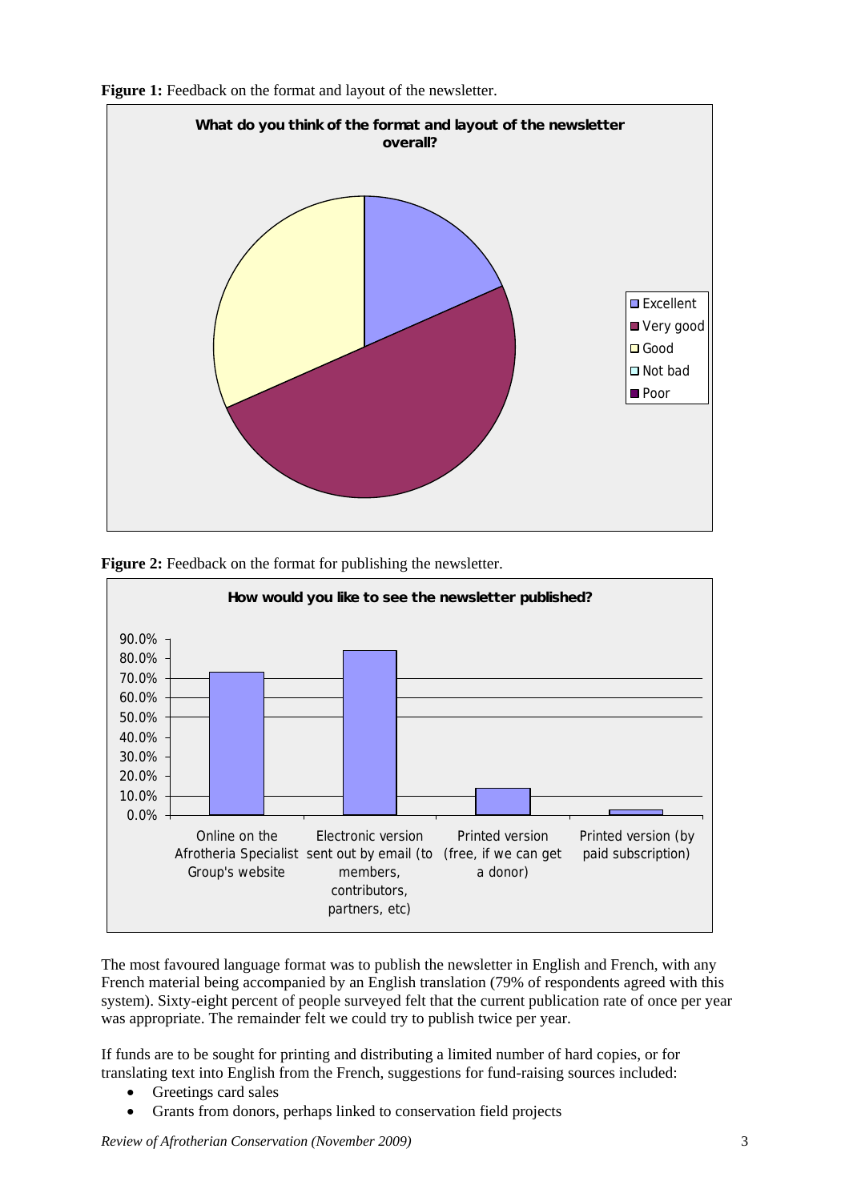**Figure 1:** Feedback on the format and layout of the newsletter.

**Figure 2:** Feedback on the format for publishing the newsletter.

The most favoured language format was to publish the newsletter in English and French, with any French material being accompanied by an English translation (79% of respondents agreed with this system). Sixty-eight percent of people surveyed felt that the current publication rate of once per year was appropriate. The remainder felt we could try to publish twice per year.

If funds are to be sought for printing and distributing a limited number of hard copies, or for translating text into English from the French, suggestions for fund-raising sources included:

- Greetings card sales
- Grants from donors, perhaps linked to conservation field projects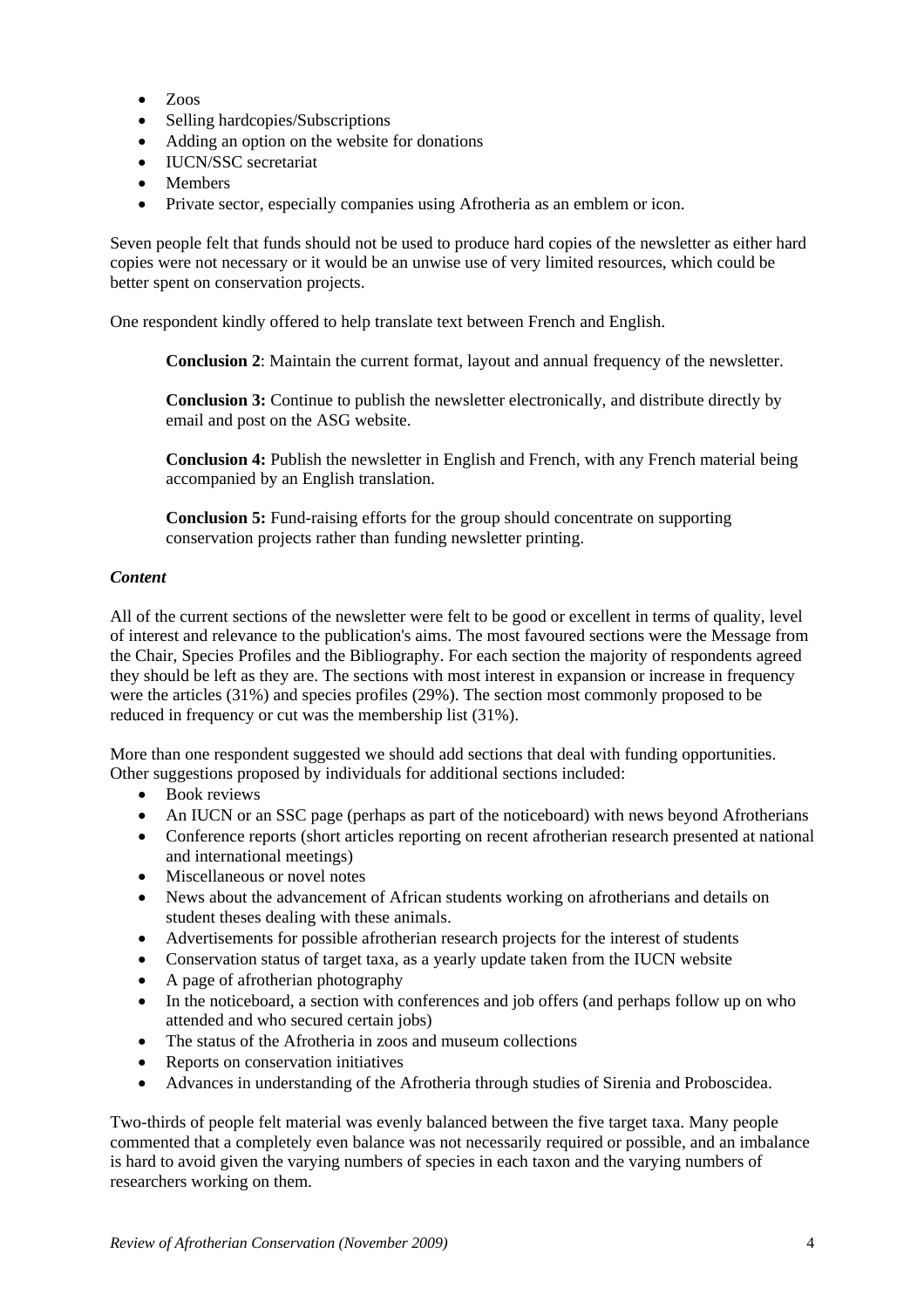- Zoos
- Selling hardcopies/Subscriptions
- Adding an option on the website for donations
- IUCN/SSC secretariat
- Members
- Private sector, especially companies using Afrotheria as an emblem or icon.

Seven people felt that funds should not be used to produce hard copies of the newsletter as either hard copies were not necessary or it would be an unwise use of very limited resources, which could be better spent on conservation projects.

One respondent kindly offered to help translate text between French and English.

> **Conclusion 2**: Maintain the current format, layout and annual frequency of the newsletter.
>
> **Conclusion 3:** Continue to publish the newsletter electronically, and distribute directly by email and post on the ASG website.
>
> **Conclusion 4:** Publish the newsletter in English and French, with any French material being accompanied by an English translation.
>
> **Conclusion 5:** Fund-raising efforts for the group should concentrate on supporting conservation projects rather than funding newsletter printing.

***Content***

All of the current sections of the newsletter were felt to be good or excellent in terms of quality, level of interest and relevance to the publication's aims. The most favoured sections were the Message from the Chair, Species Profiles and the Bibliography. For each section the majority of respondents agreed they should be left as they are. The sections with most interest in expansion or increase in frequency were the articles (31%) and species profiles (29%). The section most commonly proposed to be reduced in frequency or cut was the membership list (31%).

More than one respondent suggested we should add sections that deal with funding opportunities. Other suggestions proposed by individuals for additional sections included:

- Book reviews
- An IUCN or an SSC page (perhaps as part of the noticeboard) with news beyond Afrotherians
- Conference reports (short articles reporting on recent afrotherian research presented at national and international meetings)
- Miscellaneous or novel notes
- News about the advancement of African students working on afrotherians and details on student theses dealing with these animals.
- Advertisements for possible afrotherian research projects for the interest of students
- Conservation status of target taxa, as a yearly update taken from the IUCN website
- A page of afrotherian photography
- In the noticeboard, a section with conferences and job offers (and perhaps follow up on who attended and who secured certain jobs)
- The status of the Afrotheria in zoos and museum collections
- Reports on conservation initiatives
- Advances in understanding of the Afrotheria through studies of Sirenia and Proboscidea.

Two-thirds of people felt material was evenly balanced between the five target taxa. Many people commented that a completely even balance was not necessarily required or possible, and an imbalance is hard to avoid given the varying numbers of species in each taxon and the varying numbers of researchers working on them.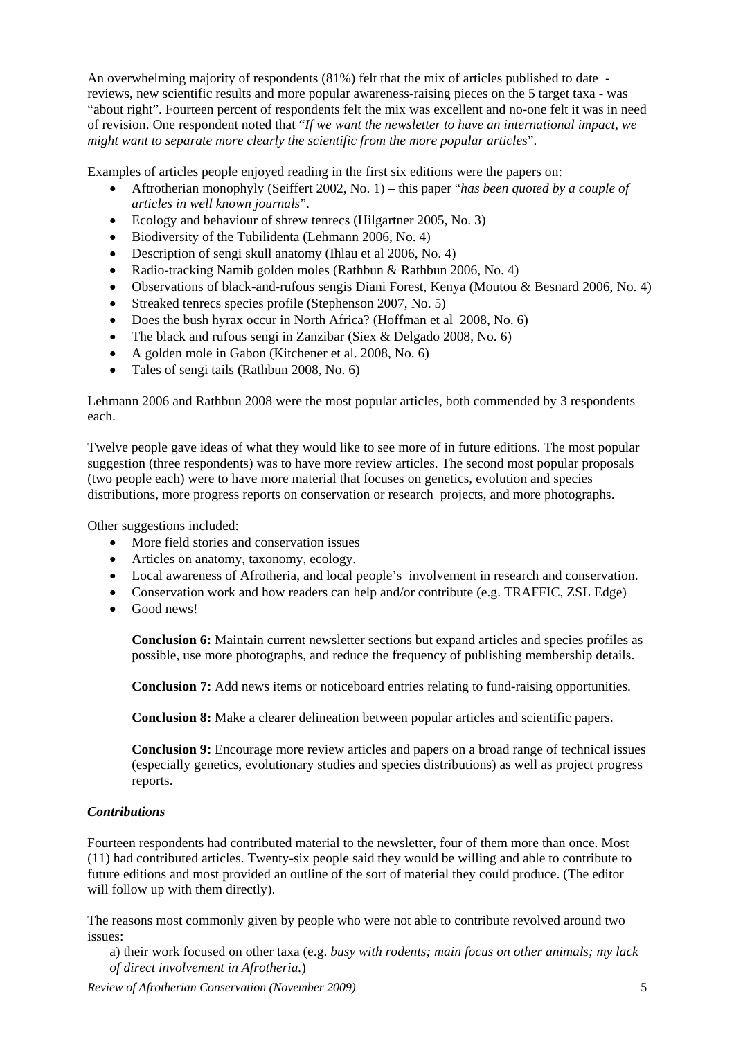An overwhelming majority of respondents (81%) felt that the mix of articles published to date - reviews, new scientific results and more popular awareness-raising pieces on the 5 target taxa - was "about right". Fourteen percent of respondents felt the mix was excellent and no-one felt it was in need of revision. One respondent noted that "*If we want the newsletter to have an international impact, we might want to separate more clearly the scientific from the more popular articles*".

Examples of articles people enjoyed reading in the first six editions were the papers on:

- Aftrotherian monophyly (Seiffert 2002, No. 1) – this paper "*has been quoted by a couple of articles in well known journals*".
- Ecology and behaviour of shrew tenrecs (Hilgartner 2005, No. 3)
- Biodiversity of the Tubilidenta (Lehmann 2006, No. 4)
- Description of sengi skull anatomy (Ihlau et al 2006, No. 4)
- Radio-tracking Namib golden moles (Rathbun & Rathbun 2006, No. 4)
- Observations of black-and-rufous sengis Diani Forest, Kenya (Moutou & Besnard 2006, No. 4)
- Streaked tenrecs species profile (Stephenson 2007, No. 5)
- Does the bush hyrax occur in North Africa? (Hoffman et al 2008, No. 6)
- The black and rufous sengi in Zanzibar (Siex & Delgado 2008, No. 6)
- A golden mole in Gabon (Kitchener et al. 2008, No. 6)
- Tales of sengi tails (Rathbun 2008, No. 6)

Lehmann 2006 and Rathbun 2008 were the most popular articles, both commended by 3 respondents each.

Twelve people gave ideas of what they would like to see more of in future editions. The most popular suggestion (three respondents) was to have more review articles. The second most popular proposals (two people each) were to have more material that focuses on genetics, evolution and species distributions, more progress reports on conservation or research projects, and more photographs.

Other suggestions included:

- More field stories and conservation issues
- Articles on anatomy, taxonomy, ecology.
- Local awareness of Afrotheria, and local people's involvement in research and conservation.
- Conservation work and how readers can help and/or contribute (e.g. TRAFFIC, ZSL Edge)
- Good news!

**Conclusion 6:** Maintain current newsletter sections but expand articles and species profiles as possible, use more photographs, and reduce the frequency of publishing membership details.

**Conclusion 7:** Add news items or noticeboard entries relating to fund-raising opportunities.

**Conclusion 8:** Make a clearer delineation between popular articles and scientific papers.

**Conclusion 9:** Encourage more review articles and papers on a broad range of technical issues (especially genetics, evolutionary studies and species distributions) as well as project progress reports.

### *Contributions*

Fourteen respondents had contributed material to the newsletter, four of them more than once. Most (11) had contributed articles. Twenty-six people said they would be willing and able to contribute to future editions and most provided an outline of the sort of material they could produce. (The editor will follow up with them directly).

The reasons most commonly given by people who were not able to contribute revolved around two issues:

a) their work focused on other taxa (e.g. *busy with rodents; main focus on other animals; my lack of direct involvement in Afrotheria.*)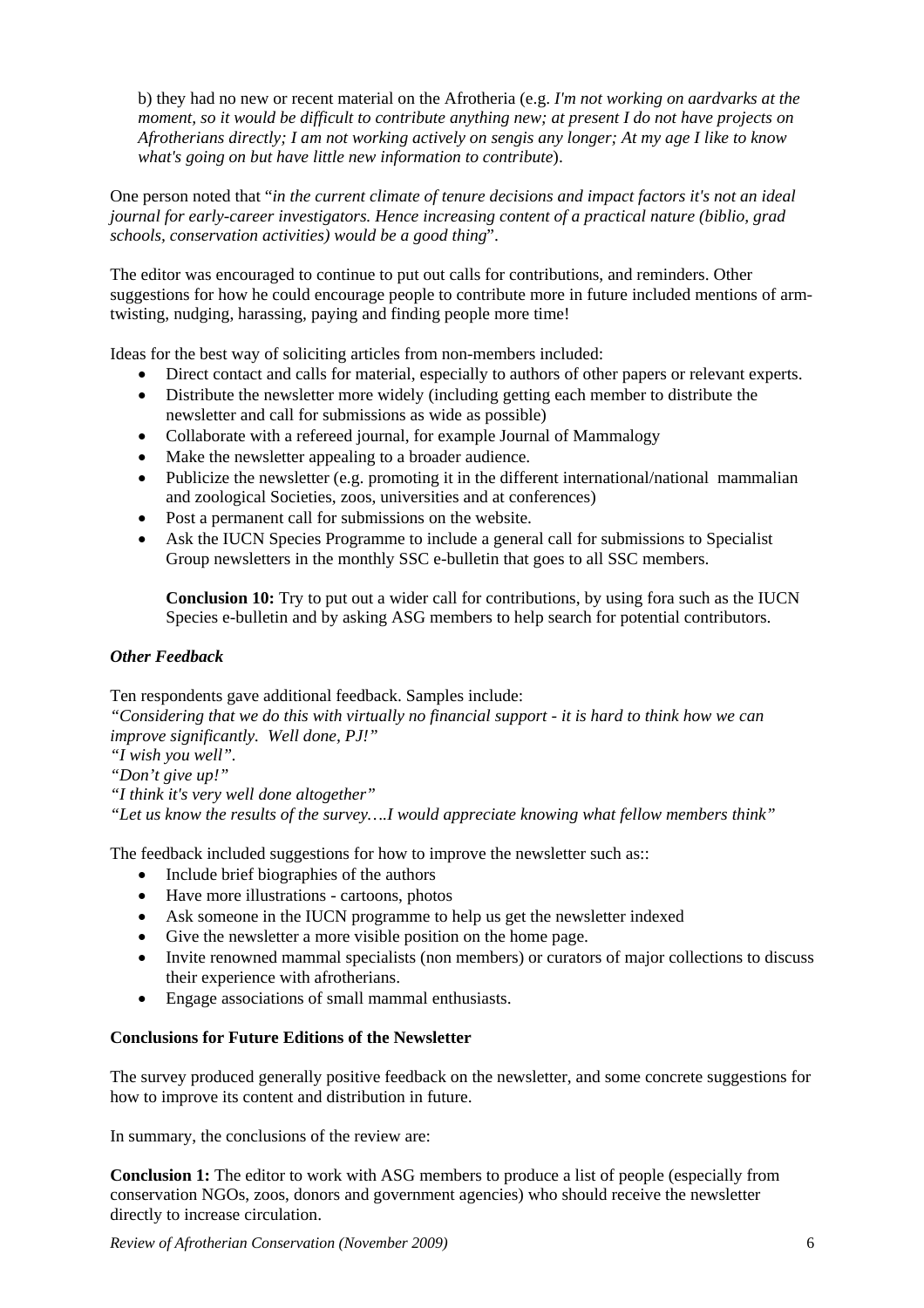b) they had no new or recent material on the Afrotheria (e.g. *I'm not working on aardvarks at the moment, so it would be difficult to contribute anything new; at present I do not have projects on Afrotherians directly; I am not working actively on sengis any longer; At my age I like to know what's going on but have little new information to contribute*).

One person noted that "*in the current climate of tenure decisions and impact factors it's not an ideal journal for early-career investigators. Hence increasing content of a practical nature (biblio, grad schools, conservation activities) would be a good thing*".

The editor was encouraged to continue to put out calls for contributions, and reminders. Other suggestions for how he could encourage people to contribute more in future included mentions of arm-twisting, nudging, harassing, paying and finding people more time!

Ideas for the best way of soliciting articles from non-members included:

- Direct contact and calls for material, especially to authors of other papers or relevant experts.
- Distribute the newsletter more widely (including getting each member to distribute the newsletter and call for submissions as wide as possible)
- Collaborate with a refereed journal, for example Journal of Mammalogy
- Make the newsletter appealing to a broader audience.
- Publicize the newsletter (e.g. promoting it in the different international/national mammalian and zoological Societies, zoos, universities and at conferences)
- Post a permanent call for submissions on the website.
- Ask the IUCN Species Programme to include a general call for submissions to Specialist Group newsletters in the monthly SSC e-bulletin that goes to all SSC members.

**Conclusion 10:** Try to put out a wider call for contributions, by using fora such as the IUCN Species e-bulletin and by asking ASG members to help search for potential contributors.

### *Other Feedback*

Ten respondents gave additional feedback. Samples include:

*"Considering that we do this with virtually no financial support - it is hard to think how we can improve significantly. Well done, PJ!"*
*"I wish you well".*
*"Don't give up!"*
*"I think it's very well done altogether"*
*"Let us know the results of the survey….I would appreciate knowing what fellow members think"*

The feedback included suggestions for how to improve the newsletter such as::

- Include brief biographies of the authors
- Have more illustrations - cartoons, photos
- Ask someone in the IUCN programme to help us get the newsletter indexed
- Give the newsletter a more visible position on the home page.
- Invite renowned mammal specialists (non members) or curators of major collections to discuss their experience with afrotherians.
- Engage associations of small mammal enthusiasts.

### **Conclusions for Future Editions of the Newsletter**

The survey produced generally positive feedback on the newsletter, and some concrete suggestions for how to improve its content and distribution in future.

In summary, the conclusions of the review are:

**Conclusion 1:** The editor to work with ASG members to produce a list of people (especially from conservation NGOs, zoos, donors and government agencies) who should receive the newsletter directly to increase circulation.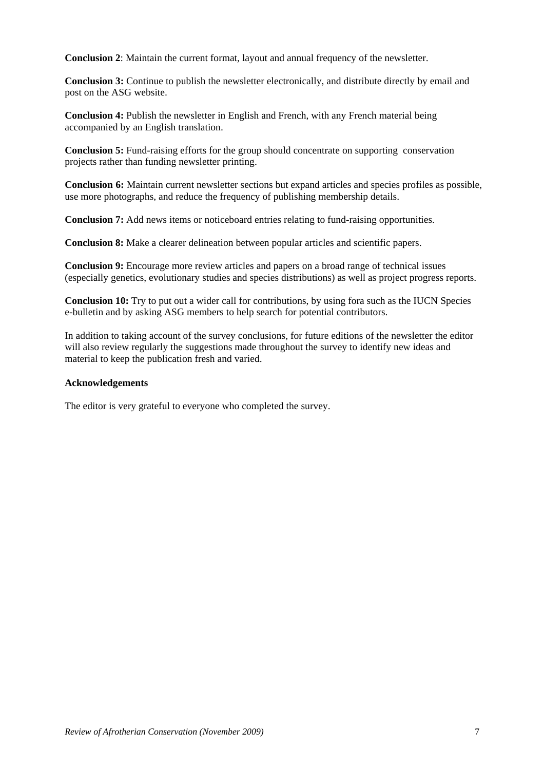**Conclusion 2**: Maintain the current format, layout and annual frequency of the newsletter.

**Conclusion 3:** Continue to publish the newsletter electronically, and distribute directly by email and post on the ASG website.

**Conclusion 4:** Publish the newsletter in English and French, with any French material being accompanied by an English translation.

**Conclusion 5:** Fund-raising efforts for the group should concentrate on supporting conservation projects rather than funding newsletter printing.

**Conclusion 6:** Maintain current newsletter sections but expand articles and species profiles as possible, use more photographs, and reduce the frequency of publishing membership details.

**Conclusion 7:** Add news items or noticeboard entries relating to fund-raising opportunities.

**Conclusion 8:** Make a clearer delineation between popular articles and scientific papers.

**Conclusion 9:** Encourage more review articles and papers on a broad range of technical issues (especially genetics, evolutionary studies and species distributions) as well as project progress reports.

**Conclusion 10:** Try to put out a wider call for contributions, by using fora such as the IUCN Species e-bulletin and by asking ASG members to help search for potential contributors.

In addition to taking account of the survey conclusions, for future editions of the newsletter the editor will also review regularly the suggestions made throughout the survey to identify new ideas and material to keep the publication fresh and varied.

**Acknowledgements**

The editor is very grateful to everyone who completed the survey.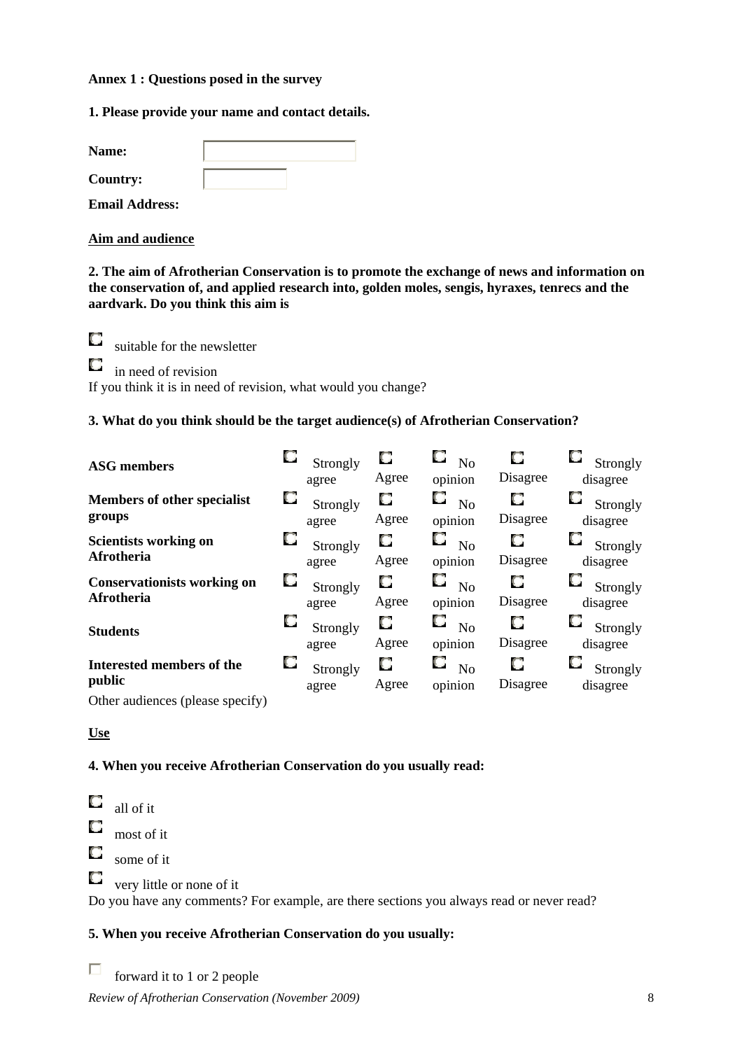**Annex 1 : Questions posed in the survey**

**1. Please provide your name and contact details.**

**Name:**

**Country:**

**Email Address:**

**Aim and audience**

**2. The aim of Afrotherian Conservation is to promote the exchange of news and information on the conservation of, and applied research into, golden moles, sengis, hyraxes, tenrecs and the aardvark. Do you think this aim is**

- suitable for the newsletter
- in need of revision

If you think it is in need of revision, what would you change?

**3. What do you think should be the target audience(s) of Afrotherian Conservation?**

| | | | | | |
|---|---|---|---|---|---|
| **ASG members** | Strongly agree | Agree | No opinion | Disagree | Strongly disagree |
| **Members of other specialist groups** | Strongly agree | Agree | No opinion | Disagree | Strongly disagree |
| **Scientists working on Afrotheria** | Strongly agree | Agree | No opinion | Disagree | Strongly disagree |
| **Conservationists working on Afrotheria** | Strongly agree | Agree | No opinion | Disagree | Strongly disagree |
| **Students** | Strongly agree | Agree | No opinion | Disagree | Strongly disagree |
| **Interested members of the public** | Strongly agree | Agree | No opinion | Disagree | Strongly disagree |

Other audiences (please specify)

**Use**

**4. When you receive Afrotherian Conservation do you usually read:**

- all of it
- most of it
- some of it
- very little or none of it

Do you have any comments? For example, are there sections you always read or never read?

**5. When you receive Afrotherian Conservation do you usually:**

- forward it to 1 or 2 people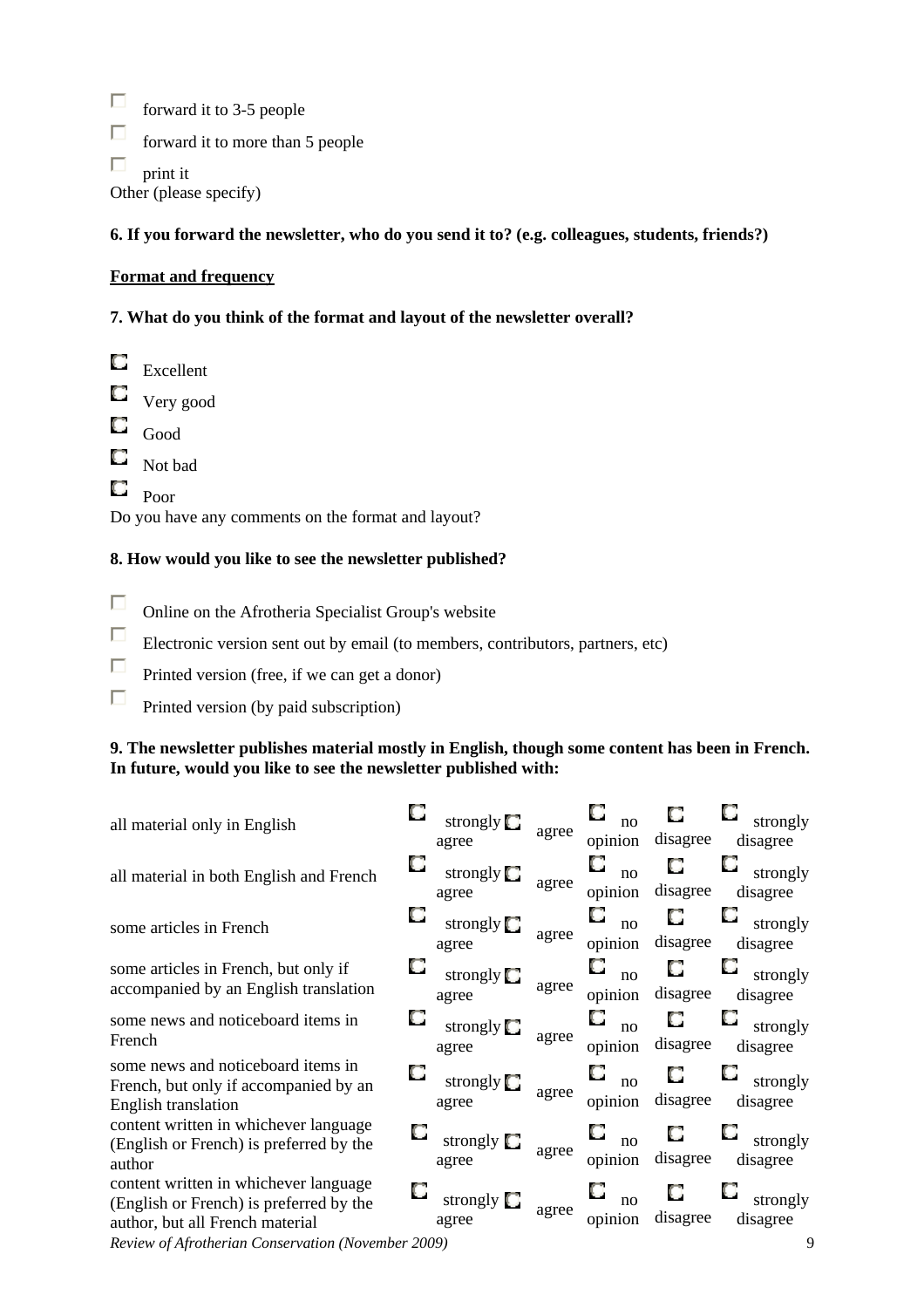- [ ] forward it to 3-5 people
- [ ] forward it to more than 5 people
- [ ] print it

Other (please specify)

**6. If you forward the newsletter, who do you send it to? (e.g. colleagues, students, friends?)**

**Format and frequency**

**7. What do you think of the format and layout of the newsletter overall?**

- ○ Excellent
- ○ Very good
- ○ Good
- ○ Not bad
- ○ Poor

Do you have any comments on the format and layout?

**8. How would you like to see the newsletter published?**

- [ ] Online on the Afrotheria Specialist Group's website
- [ ] Electronic version sent out by email (to members, contributors, partners, etc)
- [ ] Printed version (free, if we can get a donor)
- [ ] Printed version (by paid subscription)

**9. The newsletter publishes material mostly in English, though some content has been in French. In future, would you like to see the newsletter published with:**

| | | | | | |
|---|---|---|---|---|---|
| all material only in English | ○ strongly agree | ○ agree | ○ no opinion | ○ disagree | ○ strongly disagree |
| all material in both English and French | ○ strongly agree | ○ agree | ○ no opinion | ○ disagree | ○ strongly disagree |
| some articles in French | ○ strongly agree | ○ agree | ○ no opinion | ○ disagree | ○ strongly disagree |
| some articles in French, but only if accompanied by an English translation | ○ strongly agree | ○ agree | ○ no opinion | ○ disagree | ○ strongly disagree |
| some news and noticeboard items in French | ○ strongly agree | ○ agree | ○ no opinion | ○ disagree | ○ strongly disagree |
| some news and noticeboard items in French, but only if accompanied by an English translation | ○ strongly agree | ○ agree | ○ no opinion | ○ disagree | ○ strongly disagree |
| content written in whichever language (English or French) is preferred by the author | ○ strongly agree | ○ agree | ○ no opinion | ○ disagree | ○ strongly disagree |
| content written in whichever language (English or French) is preferred by the author, but all French material | ○ strongly agree | ○ agree | ○ no opinion | ○ disagree | ○ strongly disagree |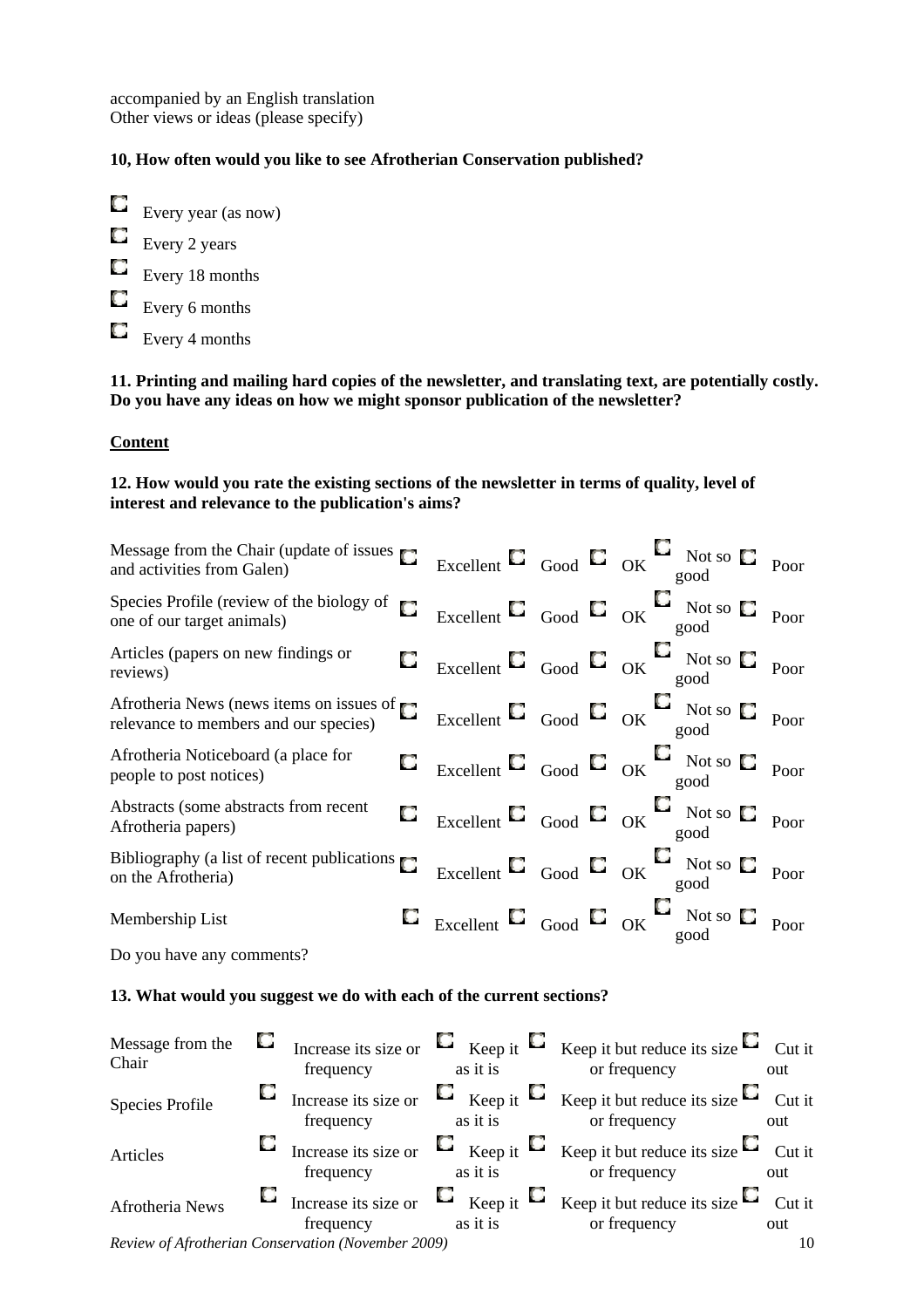accompanied by an English translation
Other views or ideas (please specify)

**10, How often would you like to see Afrotherian Conservation published?**

- Every year (as now)
- Every 2 years
- Every 18 months
- Every 6 months
- Every 4 months

**11. Printing and mailing hard copies of the newsletter, and translating text, are potentially costly. Do you have any ideas on how we might sponsor publication of the newsletter?**

**Content**

**12. How would you rate the existing sections of the newsletter in terms of quality, level of interest and relevance to the publication's aims?**

| | | | | | |
|---|---|---|---|---|---|
| Message from the Chair (update of issues and activities from Galen) | Excellent | Good | OK | Not so good | Poor |
| Species Profile (review of the biology of one of our target animals) | Excellent | Good | OK | Not so good | Poor |
| Articles (papers on new findings or reviews) | Excellent | Good | OK | Not so good | Poor |
| Afrotheria News (news items on issues of relevance to members and our species) | Excellent | Good | OK | Not so good | Poor |
| Afrotheria Noticeboard (a place for people to post notices) | Excellent | Good | OK | Not so good | Poor |
| Abstracts (some abstracts from recent Afrotheria papers) | Excellent | Good | OK | Not so good | Poor |
| Bibliography (a list of recent publications on the Afrotheria) | Excellent | Good | OK | Not so good | Poor |
| Membership List | Excellent | Good | OK | Not so good | Poor |

Do you have any comments?

**13. What would you suggest we do with each of the current sections?**

| | | | | |
|---|---|---|---|---|
| Message from the Chair | Increase its size or frequency | Keep it as it is | Keep it but reduce its size or frequency | Cut it out |
| Species Profile | Increase its size or frequency | Keep it as it is | Keep it but reduce its size or frequency | Cut it out |
| Articles | Increase its size or frequency | Keep it as it is | Keep it but reduce its size or frequency | Cut it out |
| Afrotheria News | Increase its size or frequency | Keep it as it is | Keep it but reduce its size or frequency | Cut it out |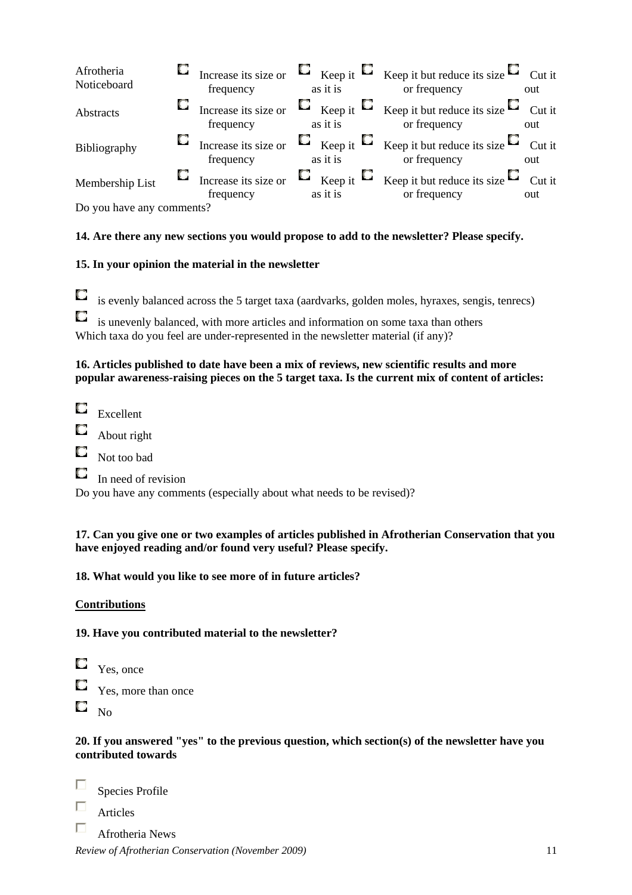| | | | | |
|---|---|---|---|---|
| Afrotheria Noticeboard | ☐ Increase its size or frequency | ☐ Keep it as it is | ☐ Keep it but reduce its size or frequency | ☐ Cut it out |
| Abstracts | ☐ Increase its size or frequency | ☐ Keep it as it is | ☐ Keep it but reduce its size or frequency | ☐ Cut it out |
| Bibliography | ☐ Increase its size or frequency | ☐ Keep it as it is | ☐ Keep it but reduce its size or frequency | ☐ Cut it out |
| Membership List | ☐ Increase its size or frequency | ☐ Keep it as it is | ☐ Keep it but reduce its size or frequency | ☐ Cut it out |

Do you have any comments?

**14. Are there any new sections you would propose to add to the newsletter? Please specify.**

**15. In your opinion the material in the newsletter**

- ☐ is evenly balanced across the 5 target taxa (aardvarks, golden moles, hyraxes, sengis, tenrecs)
- ☐ is unevenly balanced, with more articles and information on some taxa than others

Which taxa do you feel are under-represented in the newsletter material (if any)?

**16. Articles published to date have been a mix of reviews, new scientific results and more popular awareness-raising pieces on the 5 target taxa. Is the current mix of content of articles:**

- ☐ Excellent
- ☐ About right
- ☐ Not too bad
- ☐ In need of revision

Do you have any comments (especially about what needs to be revised)?

**17. Can you give one or two examples of articles published in Afrotherian Conservation that you have enjoyed reading and/or found very useful? Please specify.**

**18. What would you like to see more of in future articles?**

<u>**Contributions**</u>

**19. Have you contributed material to the newsletter?**

- ☐ Yes, once
- ☐ Yes, more than once
- ☐ No

**20. If you answered "yes" to the previous question, which section(s) of the newsletter have you contributed towards**

- ☐ Species Profile
- ☐ Articles
- ☐ Afrotheria News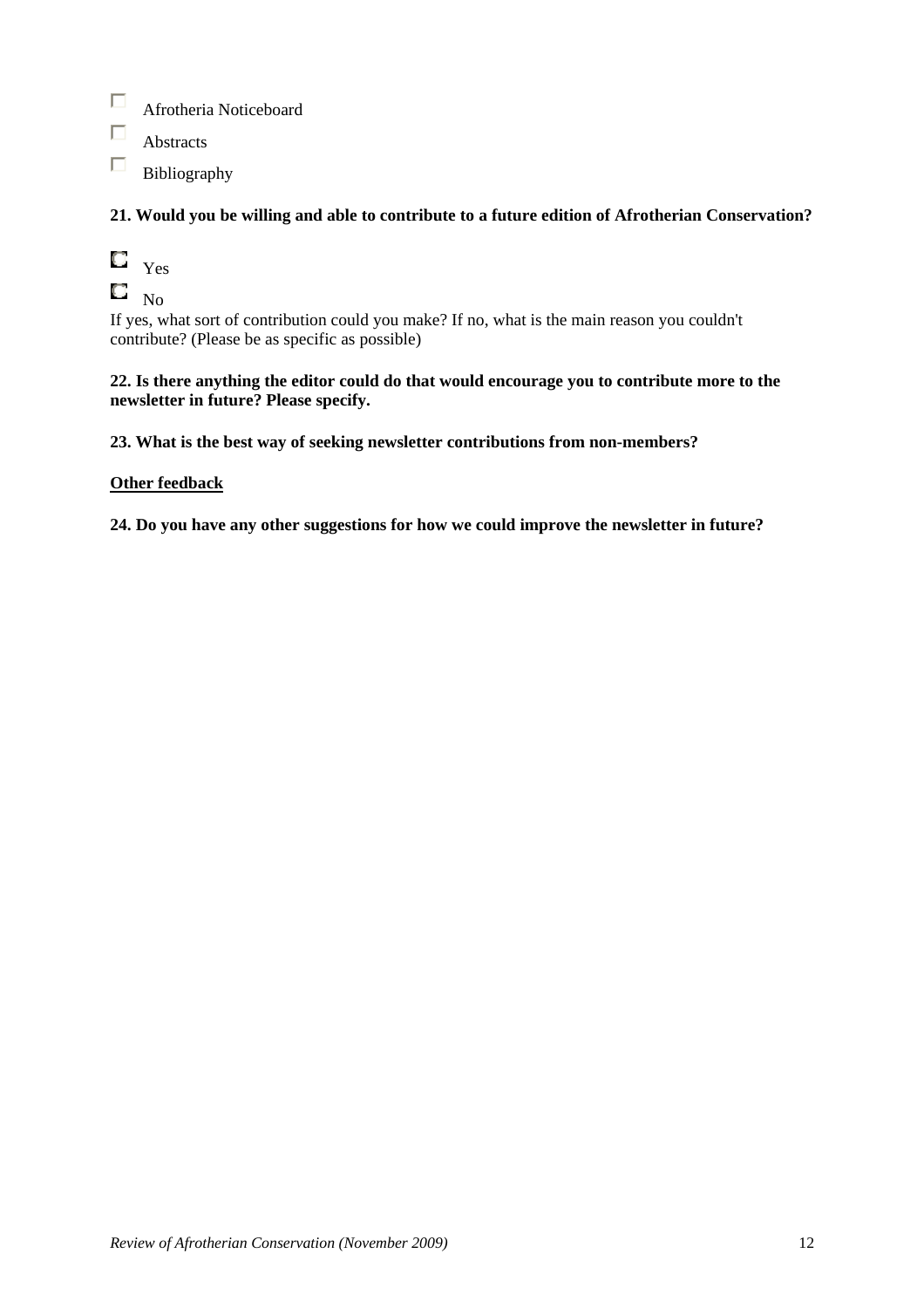- [ ] Afrotheria Noticeboard
- [ ] Abstracts
- [ ] Bibliography

**21. Would you be willing and able to contribute to a future edition of Afrotherian Conservation?**

- ○ Yes
- ○ No

If yes, what sort of contribution could you make? If no, what is the main reason you couldn't contribute? (Please be as specific as possible)

**22. Is there anything the editor could do that would encourage you to contribute more to the newsletter in future? Please specify.**

**23. What is the best way of seeking newsletter contributions from non-members?**

**<u>Other feedback</u>**

**24. Do you have any other suggestions for how we could improve the newsletter in future?**